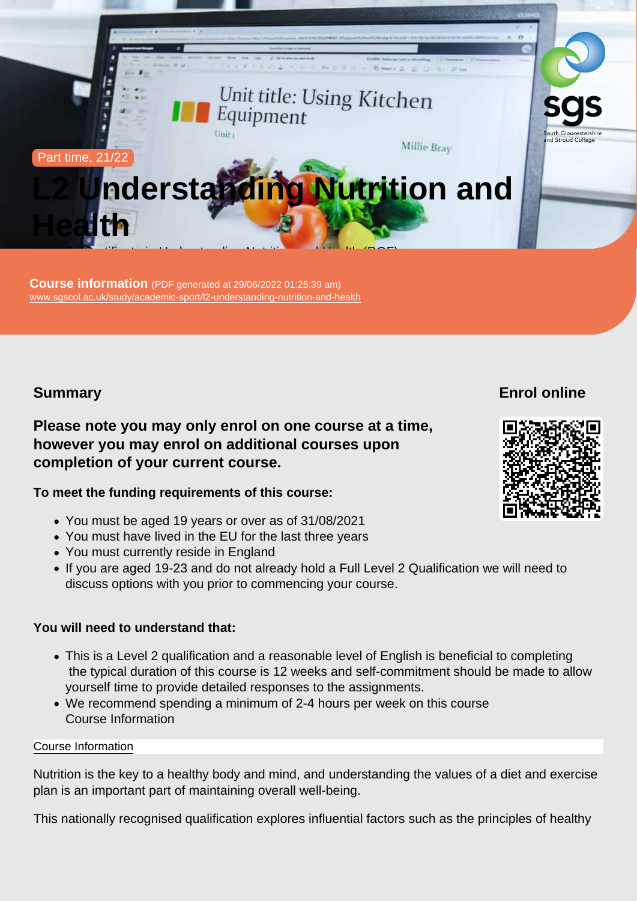Part time, 21/22

# L2 Understanding Nutrition and Health

Level 2 Certificate in Understanding Nutrition and Health (RQF)

**Course information** (PDF generated at 29/06/2022 01:25:39 am)
www.sgscol.ac.uk/study/academic-sport/l2-understanding-nutrition-and-health

## Summary

**Please note you may only enrol on one course at a time, however you may enrol on additional courses upon completion of your current course.**

**To meet the funding requirements of this course:**

- You must be aged 19 years or over as of 31/08/2021
- You must have lived in the EU for the last three years
- You must currently reside in England
- If you are aged 19-23 and do not already hold a Full Level 2 Qualification we will need to discuss options with you prior to commencing your course.

**You will need to understand that:**

- This is a Level 2 qualification and a reasonable level of English is beneficial to completing the typical duration of this course is 12 weeks and self-commitment should be made to allow yourself time to provide detailed responses to the assignments.
- We recommend spending a minimum of 2-4 hours per week on this course
  Course Information

## Enrol online

Course Information

Nutrition is the key to a healthy body and mind, and understanding the values of a diet and exercise plan is an important part of maintaining overall well-being.

This nationally recognised qualification explores influential factors such as the principles of healthy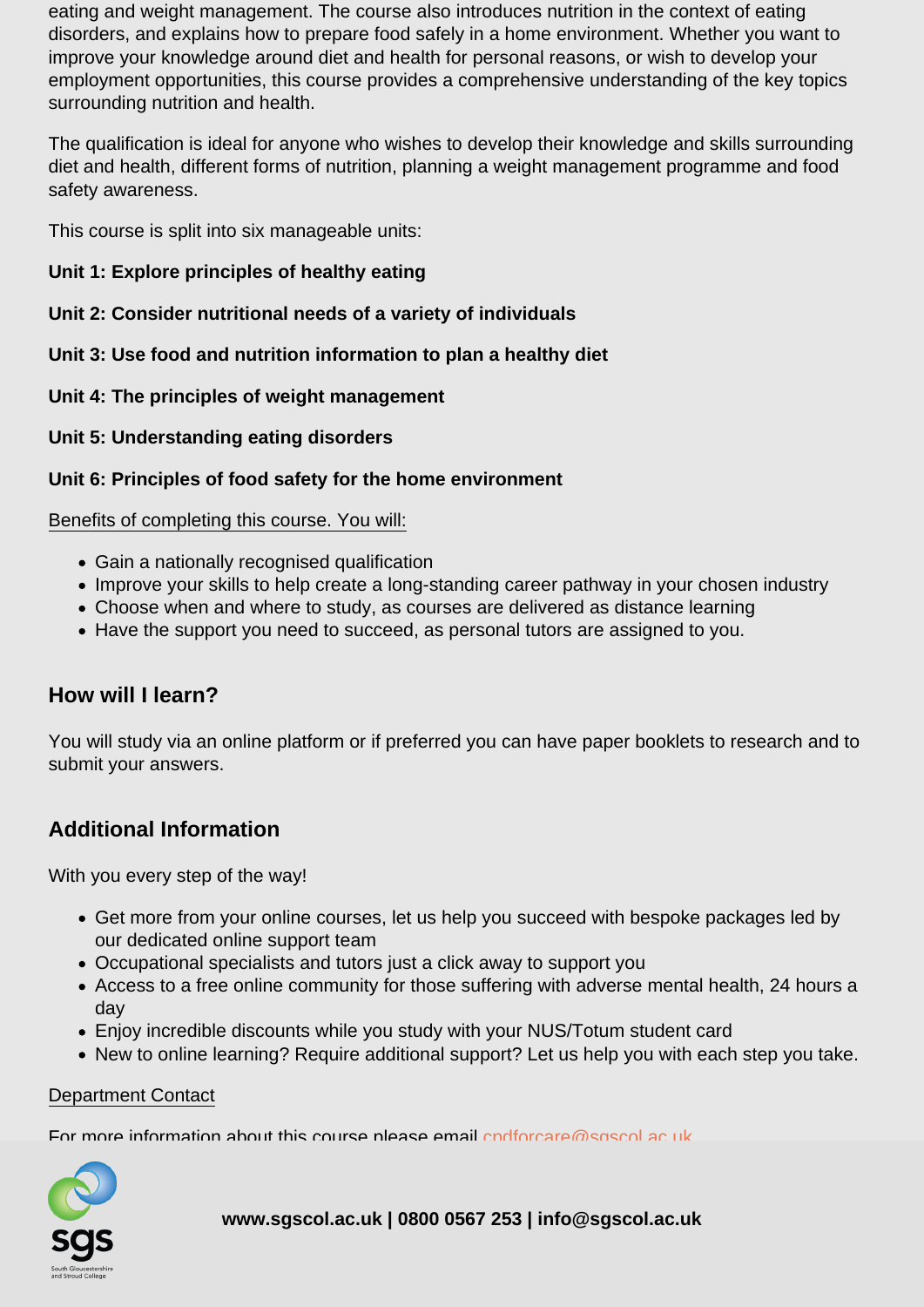eating and weight management. The course also introduces nutrition in the context of eating disorders, and explains how to prepare food safely in a home environment. Whether you want to improve your knowledge around diet and health for personal reasons, or wish to develop your employment opportunities, this course provides a comprehensive understanding of the key topics surrounding nutrition and health.

The qualification is ideal for anyone who wishes to develop their knowledge and skills surrounding diet and health, different forms of nutrition, planning a weight management programme and food safety awareness.

This course is split into six manageable units:

**Unit 1: Explore principles of healthy eating**

**Unit 2: Consider nutritional needs of a variety of individuals**

**Unit 3: Use food and nutrition information to plan a healthy diet**

**Unit 4: The principles of weight management**

**Unit 5: Understanding eating disorders**

**Unit 6: Principles of food safety for the home environment**

Benefits of completing this course. You will:

- Gain a nationally recognised qualification
- Improve your skills to help create a long-standing career pathway in your chosen industry
- Choose when and where to study, as courses are delivered as distance learning
- Have the support you need to succeed, as personal tutors are assigned to you.

## How will I learn?

You will study via an online platform or if preferred you can have paper booklets to research and to submit your answers.

## Additional Information

With you every step of the way!

- Get more from your online courses, let us help you succeed with bespoke packages led by our dedicated online support team
- Occupational specialists and tutors just a click away to support you
- Access to a free online community for those suffering with adverse mental health, 24 hours a day
- Enjoy incredible discounts while you study with your NUS/Totum student card
- New to online learning? Require additional support? Let us help you with each step you take.

Department Contact

For more information about this course please email cpdforcare@sgscol.ac.uk